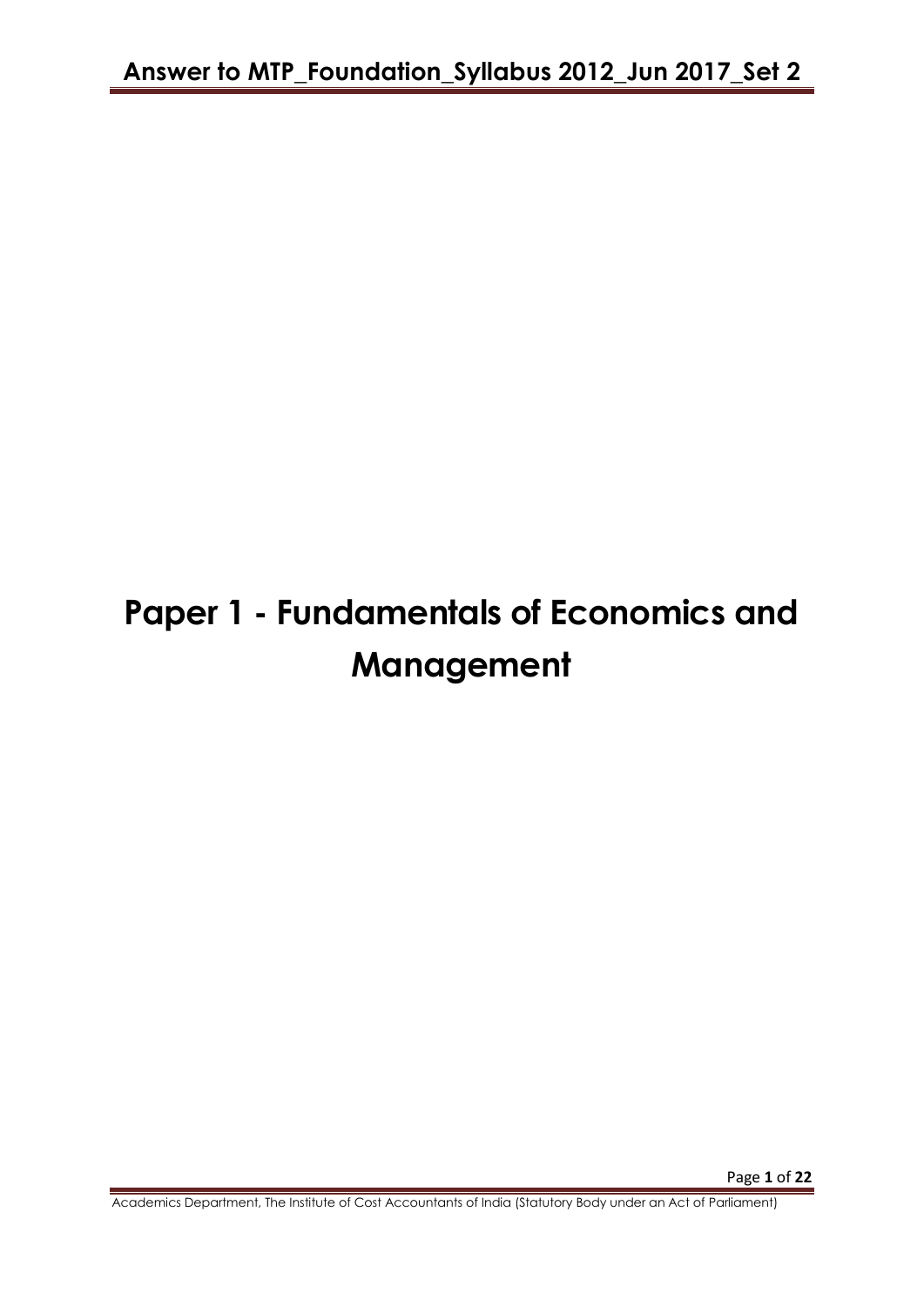# Paper 1 - Fundamentals of Economics and Management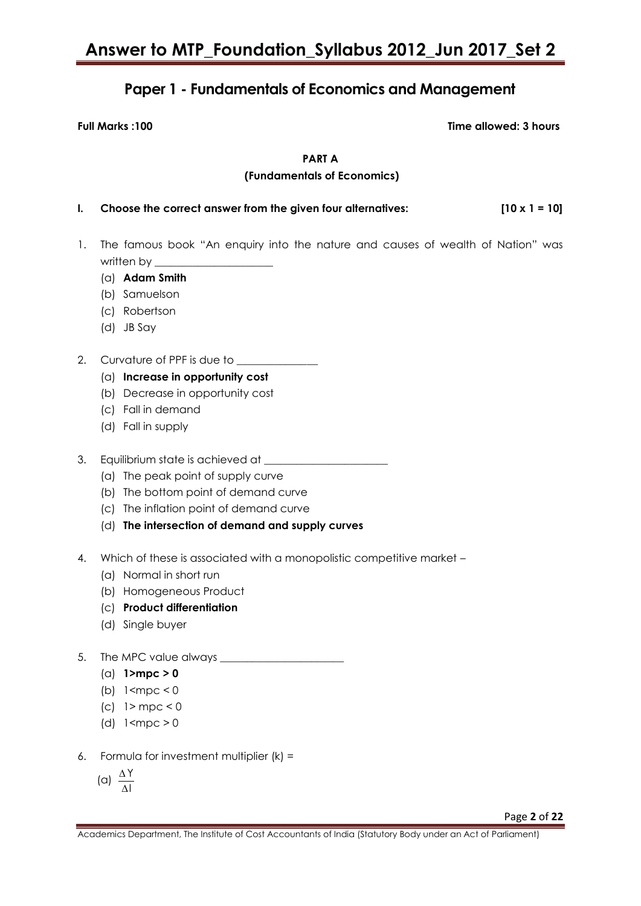## Paper 1 - Fundamentals of Economics and Management

**Full Marks :100** **Time allowed: 3 hours**

**PART A**

**(Fundamentals of Economics)**

**I. Choose the correct answer from the given four alternatives: [10 x 1 = 10]**

1. The famous book "An enquiry into the nature and causes of wealth of Nation" was written by \_\_\_\_\_\_\_\_\_\_\_\_\_\_\_\_\_\_\_\_\_
   - (a) **Adam Smith**
   - (b) Samuelson
   - (c) Robertson
   - (d) JB Say

2. Curvature of PPF is due to \_\_\_\_\_\_\_\_\_\_\_\_\_\_\_
   - (a) **Increase in opportunity cost**
   - (b) Decrease in opportunity cost
   - (c) Fall in demand
   - (d) Fall in supply

3. Equilibrium state is achieved at \_\_\_\_\_\_\_\_\_\_\_\_\_\_\_\_\_\_\_\_\_\_\_
   - (a) The peak point of supply curve
   - (b) The bottom point of demand curve
   - (c) The inflation point of demand curve
   - (d) **The intersection of demand and supply curves**

4. Which of these is associated with a monopolistic competitive market –
   - (a) Normal in short run
   - (b) Homogeneous Product
   - (c) **Product differentiation**
   - (d) Single buyer

5. The MPC value always \_\_\_\_\_\_\_\_\_\_\_\_\_\_\_\_\_\_\_\_\_\_\_
   - (a) **1>mpc > 0**
   - (b) 1<mpc < 0
   - (c) 1> mpc < 0
   - (d) 1<mpc > 0

6. Formula for investment multiplier (k) =
   - (a) $\frac{\Delta Y}{\Delta I}$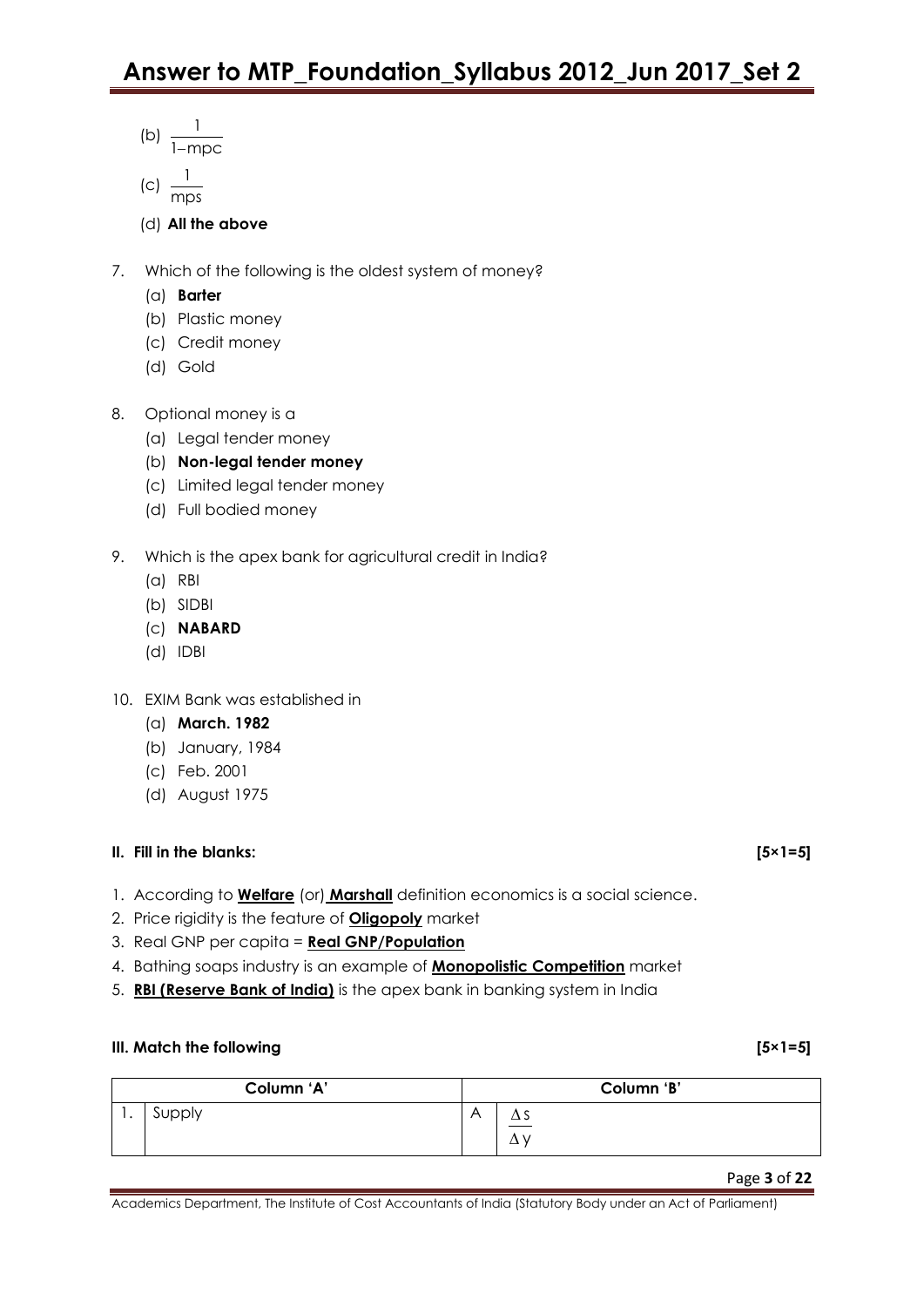(b) $\frac{1}{1-mpc}$

(c) $\frac{1}{mps}$

(d) **All the above**

7. Which of the following is the oldest system of money?
   (a) **Barter**
   (b) Plastic money
   (c) Credit money
   (d) Gold

8. Optional money is a
   (a) Legal tender money
   (b) **Non-legal tender money**
   (c) Limited legal tender money
   (d) Full bodied money

9. Which is the apex bank for agricultural credit in India?
   (a) RBI
   (b) SIDBI
   (c) **NABARD**
   (d) IDBI

10. EXIM Bank was established in
    (a) **March. 1982**
    (b) January, 1984
    (c) Feb. 2001
    (d) August 1975

**II. Fill in the blanks: [5×1=5]**

1. According to **Welfare** (or) **Marshall** definition economics is a social science.
2. Price rigidity is the feature of **Oligopoly** market
3. Real GNP per capita = **Real GNP/Population**
4. Bathing soaps industry is an example of **Monopolistic Competition** market
5. **RBI (Reserve Bank of India)** is the apex bank in banking system in India

**III. Match the following [5×1=5]**

| | Column 'A' | | Column 'B' |
|---|---|---|---|
| 1. | Supply | A | $\frac{\Delta s}{\Delta y}$ |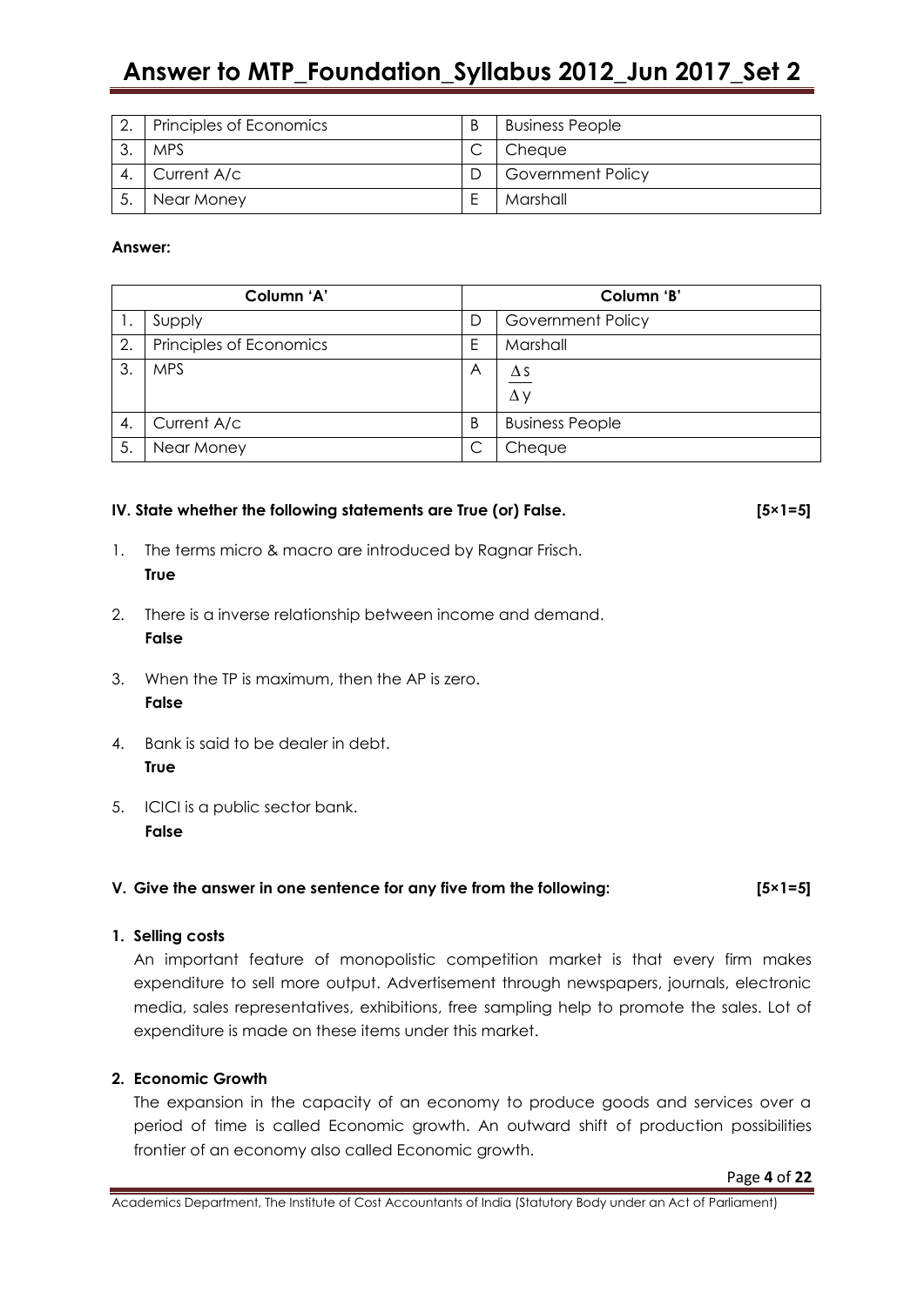| 2. | Principles of Economics | B | Business People |
|---|---|---|---|
| 3. | MPS | C | Cheque |
| 4. | Current A/c | D | Government Policy |
| 5. | Near Money | E | Marshall |

**Answer:**

| Column 'A' | | Column 'B' | |
|---|---|---|---|
| 1. | Supply | D | Government Policy |
| 2. | Principles of Economics | E | Marshall |
| 3. | MPS | A | $\frac{\Delta s}{\Delta y}$ |
| 4. | Current A/c | B | Business People |
| 5. | Near Money | C | Cheque |

**IV. State whether the following statements are True (or) False. [5×1=5]**

1. The terms micro & macro are introduced by Ragnar Frisch.
   **True**

2. There is a inverse relationship between income and demand.
   **False**

3. When the TP is maximum, then the AP is zero.
   **False**

4. Bank is said to be dealer in debt.
   **True**

5. ICICI is a public sector bank.
   **False**

**V. Give the answer in one sentence for any five from the following: [5×1=5]**

**1. Selling costs**

An important feature of monopolistic competition market is that every firm makes expenditure to sell more output. Advertisement through newspapers, journals, electronic media, sales representatives, exhibitions, free sampling help to promote the sales. Lot of expenditure is made on these items under this market.

**2. Economic Growth**

The expansion in the capacity of an economy to produce goods and services over a period of time is called Economic growth. An outward shift of production possibilities frontier of an economy also called Economic growth.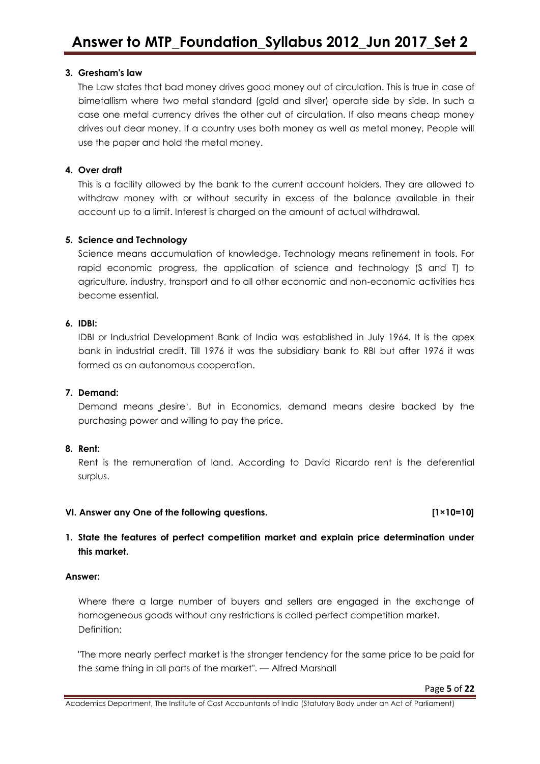**3. Gresham's law**

The Law states that bad money drives good money out of circulation. This is true in case of bimetallism where two metal standard (gold and silver) operate side by side. In such a case one metal currency drives the other out of circulation. If also means cheap money drives out dear money. If a country uses both money as well as metal money, People will use the paper and hold the metal money.

**4. Over draft**

This is a facility allowed by the bank to the current account holders. They are allowed to withdraw money with or without security in excess of the balance available in their account up to a limit. Interest is charged on the amount of actual withdrawal.

**5. Science and Technology**

Science means accumulation of knowledge. Technology means refinement in tools. For rapid economic progress, the application of science and technology (S and T) to agriculture, industry, transport and to all other economic and non-economic activities has become essential.

**6. IDBI:**

IDBI or Industrial Development Bank of India was established in July 1964. It is the apex bank in industrial credit. Till 1976 it was the subsidiary bank to RBI but after 1976 it was formed as an autonomous cooperation.

**7. Demand:**

Demand means ‗desire'. But in Economics, demand means desire backed by the purchasing power and willing to pay the price.

**8. Rent:**

Rent is the remuneration of land. According to David Ricardo rent is the deferential surplus.

**VI. Answer any One of the following questions. [1×10=10]**

**1. State the features of perfect competition market and explain price determination under this market.**

**Answer:**

Where there a large number of buyers and sellers are engaged in the exchange of homogeneous goods without any restrictions is called perfect competition market.
Definition:

"The more nearly perfect market is the stronger tendency for the same price to be paid for the same thing in all parts of the market". — Alfred Marshall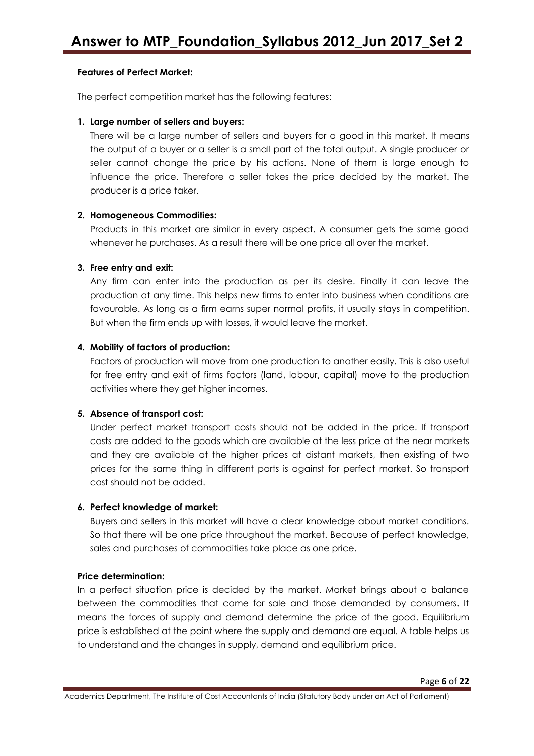**Features of Perfect Market:**

The perfect competition market has the following features:

1. **Large number of sellers and buyers:**

   There will be a large number of sellers and buyers for a good in this market. It means the output of a buyer or a seller is a small part of the total output. A single producer or seller cannot change the price by his actions. None of them is large enough to influence the price. Therefore a seller takes the price decided by the market. The producer is a price taker.

2. **Homogeneous Commodities:**

   Products in this market are similar in every aspect. A consumer gets the same good whenever he purchases. As a result there will be one price all over the market.

3. **Free entry and exit:**

   Any firm can enter into the production as per its desire. Finally it can leave the production at any time. This helps new firms to enter into business when conditions are favourable. As long as a firm earns super normal profits, it usually stays in competition. But when the firm ends up with losses, it would leave the market.

4. **Mobility of factors of production:**

   Factors of production will move from one production to another easily. This is also useful for free entry and exit of firms factors (land, labour, capital) move to the production activities where they get higher incomes.

5. **Absence of transport cost:**

   Under perfect market transport costs should not be added in the price. If transport costs are added to the goods which are available at the less price at the near markets and they are available at the higher prices at distant markets, then existing of two prices for the same thing in different parts is against for perfect market. So transport cost should not be added.

6. **Perfect knowledge of market:**

   Buyers and sellers in this market will have a clear knowledge about market conditions. So that there will be one price throughout the market. Because of perfect knowledge, sales and purchases of commodities take place as one price.

**Price determination:**

In a perfect situation price is decided by the market. Market brings about a balance between the commodities that come for sale and those demanded by consumers. It means the forces of supply and demand determine the price of the good. Equilibrium price is established at the point where the supply and demand are equal. A table helps us to understand and the changes in supply, demand and equilibrium price.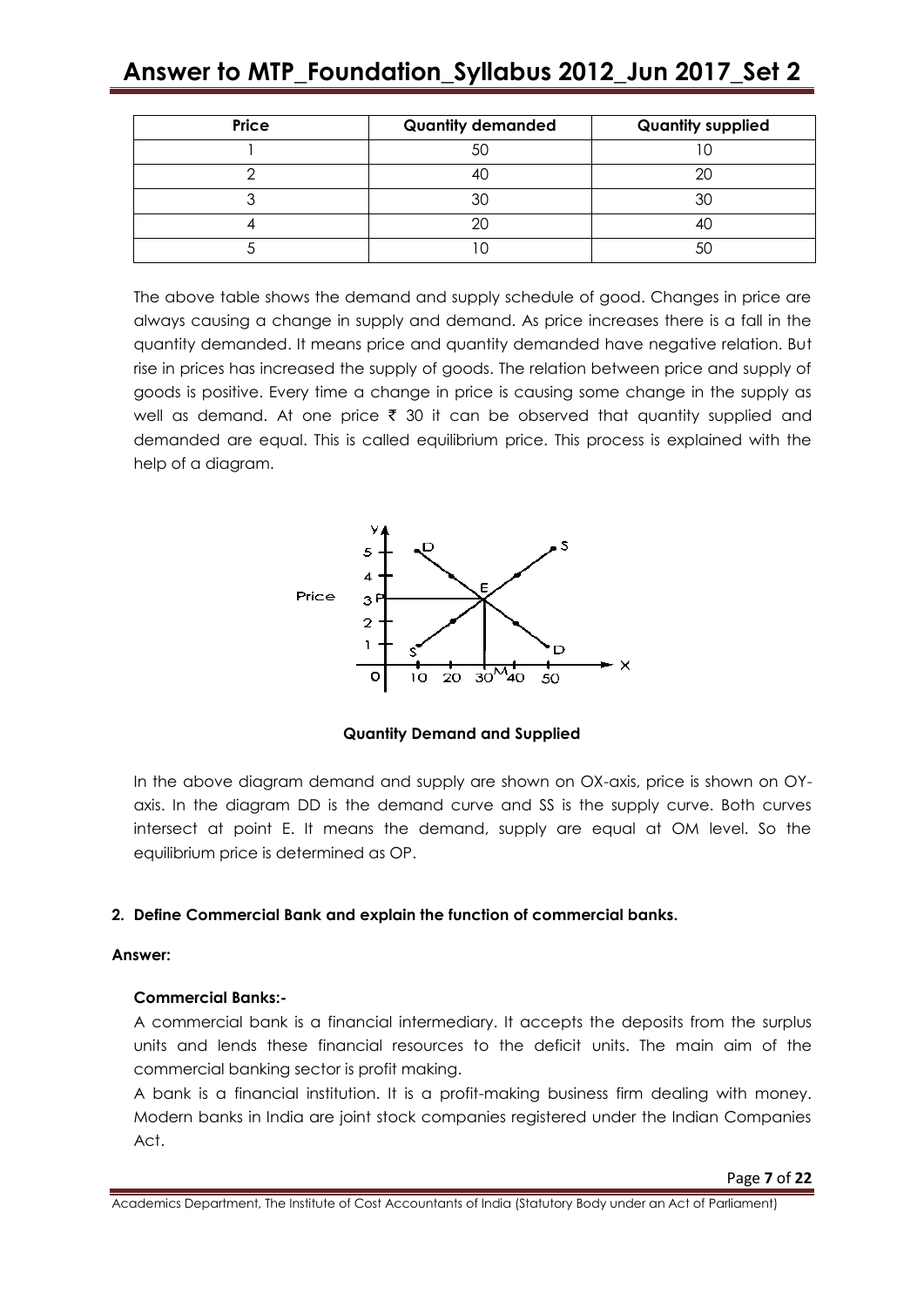| Price | Quantity demanded | Quantity supplied |
|---|---|---|
| 1 | 50 | 10 |
| 2 | 40 | 20 |
| 3 | 30 | 30 |
| 4 | 20 | 40 |
| 5 | 10 | 50 |

The above table shows the demand and supply schedule of good. Changes in price are always causing a change in supply and demand. As price increases there is a fall in the quantity demanded. It means price and quantity demanded have negative relation. But rise in prices has increased the supply of goods. The relation between price and supply of goods is positive. Every time a change in price is causing some change in the supply as well as demand. At one price ₹ 30 it can be observed that quantity supplied and demanded are equal. This is called equilibrium price. This process is explained with the help of a diagram.

**Quantity Demand and Supplied**

In the above diagram demand and supply are shown on OX-axis, price is shown on OY-axis. In the diagram DD is the demand curve and SS is the supply curve. Both curves intersect at point E. It means the demand, supply are equal at OM level. So the equilibrium price is determined as OP.

**2. Define Commercial Bank and explain the function of commercial banks.**

**Answer:**

**Commercial Banks:-**

A commercial bank is a financial intermediary. It accepts the deposits from the surplus units and lends these financial resources to the deficit units. The main aim of the commercial banking sector is profit making.

A bank is a financial institution. It is a profit-making business firm dealing with money. Modern banks in India are joint stock companies registered under the Indian Companies Act.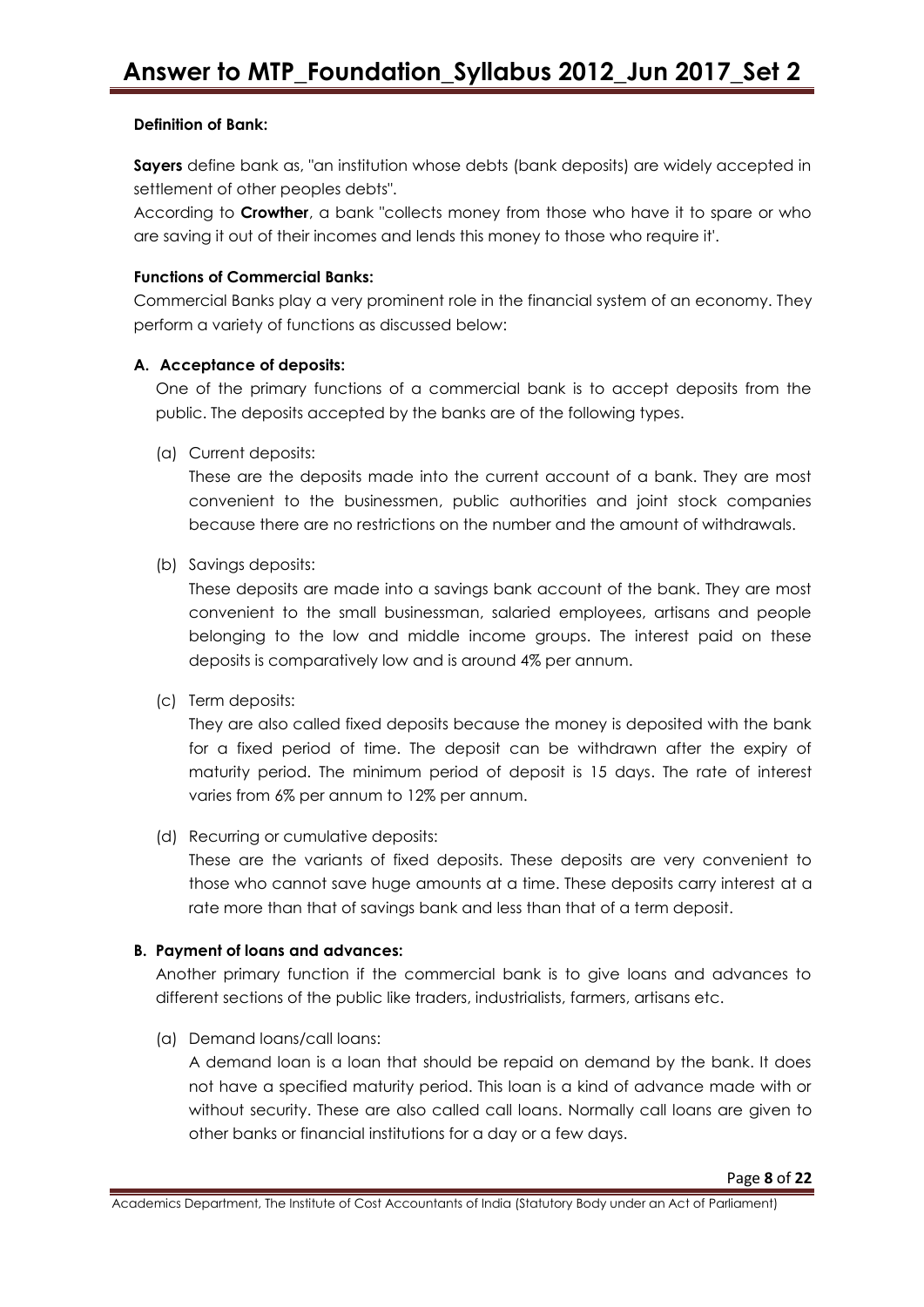**Definition of Bank:**

**Sayers** define bank as, "an institution whose debts (bank deposits) are widely accepted in settlement of other peoples debts".

According to **Crowther**, a bank "collects money from those who have it to spare or who are saving it out of their incomes and lends this money to those who require it'.

**Functions of Commercial Banks:**

Commercial Banks play a very prominent role in the financial system of an economy. They perform a variety of functions as discussed below:

**A. Acceptance of deposits:**

One of the primary functions of a commercial bank is to accept deposits from the public. The deposits accepted by the banks are of the following types.

(a) Current deposits:

These are the deposits made into the current account of a bank. They are most convenient to the businessmen, public authorities and joint stock companies because there are no restrictions on the number and the amount of withdrawals.

(b) Savings deposits:

These deposits are made into a savings bank account of the bank. They are most convenient to the small businessman, salaried employees, artisans and people belonging to the low and middle income groups. The interest paid on these deposits is comparatively low and is around 4% per annum.

(c) Term deposits:

They are also called fixed deposits because the money is deposited with the bank for a fixed period of time. The deposit can be withdrawn after the expiry of maturity period. The minimum period of deposit is 15 days. The rate of interest varies from 6% per annum to 12% per annum.

(d) Recurring or cumulative deposits:

These are the variants of fixed deposits. These deposits are very convenient to those who cannot save huge amounts at a time. These deposits carry interest at a rate more than that of savings bank and less than that of a term deposit.

**B. Payment of loans and advances:**

Another primary function if the commercial bank is to give loans and advances to different sections of the public like traders, industrialists, farmers, artisans etc.

(a) Demand loans/call loans:

A demand loan is a loan that should be repaid on demand by the bank. It does not have a specified maturity period. This loan is a kind of advance made with or without security. These are also called call loans. Normally call loans are given to other banks or financial institutions for a day or a few days.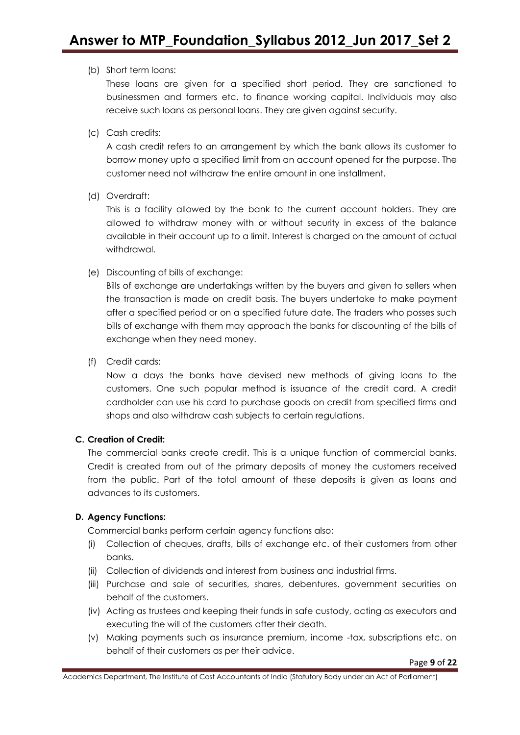(b) Short term loans:

These loans are given for a specified short period. They are sanctioned to businessmen and farmers etc. to finance working capital. Individuals may also receive such loans as personal loans. They are given against security.

(c) Cash credits:

A cash credit refers to an arrangement by which the bank allows its customer to borrow money upto a specified limit from an account opened for the purpose. The customer need not withdraw the entire amount in one installment.

(d) Overdraft:

This is a facility allowed by the bank to the current account holders. They are allowed to withdraw money with or without security in excess of the balance available in their account up to a limit. Interest is charged on the amount of actual withdrawal.

(e) Discounting of bills of exchange:

Bills of exchange are undertakings written by the buyers and given to sellers when the transaction is made on credit basis. The buyers undertake to make payment after a specified period or on a specified future date. The traders who posses such bills of exchange with them may approach the banks for discounting of the bills of exchange when they need money.

(f) Credit cards:

Now a days the banks have devised new methods of giving loans to the customers. One such popular method is issuance of the credit card. A credit cardholder can use his card to purchase goods on credit from specified firms and shops and also withdraw cash subjects to certain regulations.

**C. Creation of Credit:**

The commercial banks create credit. This is a unique function of commercial banks. Credit is created from out of the primary deposits of money the customers received from the public. Part of the total amount of these deposits is given as loans and advances to its customers.

**D. Agency Functions:**

Commercial banks perform certain agency functions also:

(i) Collection of cheques, drafts, bills of exchange etc. of their customers from other banks.

(ii) Collection of dividends and interest from business and industrial firms.

(iii) Purchase and sale of securities, shares, debentures, government securities on behalf of the customers.

(iv) Acting as trustees and keeping their funds in safe custody, acting as executors and executing the will of the customers after their death.

(v) Making payments such as insurance premium, income -tax, subscriptions etc. on behalf of their customers as per their advice.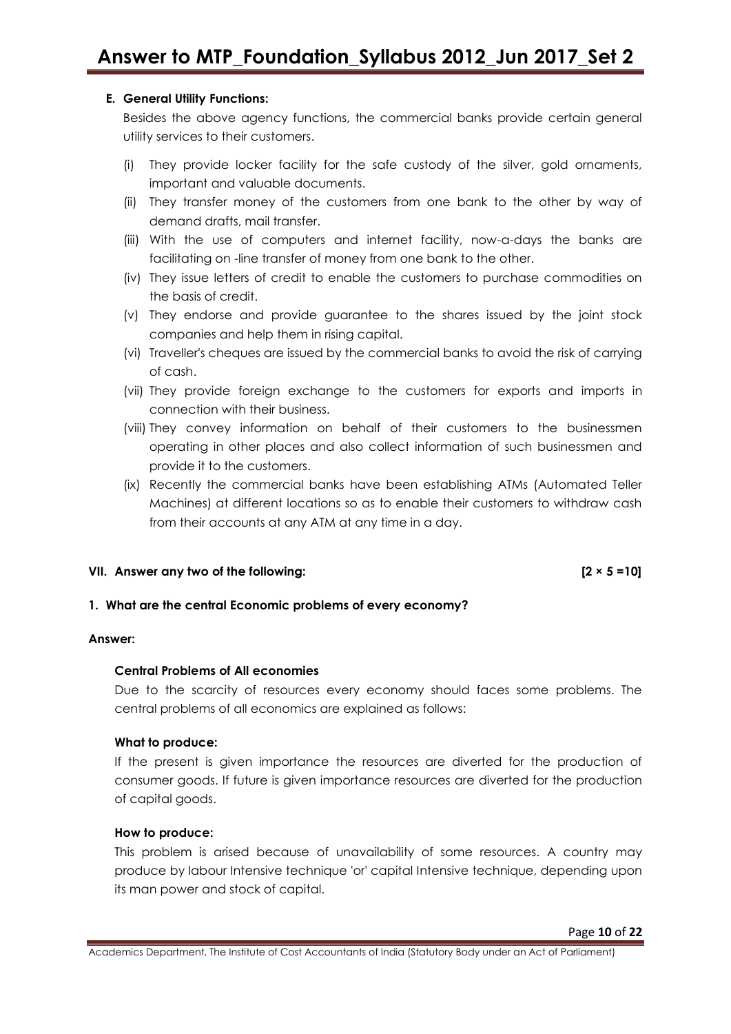**E. General Utility Functions:**

Besides the above agency functions, the commercial banks provide certain general utility services to their customers.

(i) They provide locker facility for the safe custody of the silver, gold ornaments, important and valuable documents.

(ii) They transfer money of the customers from one bank to the other by way of demand drafts, mail transfer.

(iii) With the use of computers and internet facility, now-a-days the banks are facilitating on -line transfer of money from one bank to the other.

(iv) They issue letters of credit to enable the customers to purchase commodities on the basis of credit.

(v) They endorse and provide guarantee to the shares issued by the joint stock companies and help them in rising capital.

(vi) Traveller's cheques are issued by the commercial banks to avoid the risk of carrying of cash.

(vii) They provide foreign exchange to the customers for exports and imports in connection with their business.

(viii) They convey information on behalf of their customers to the businessmen operating in other places and also collect information of such businessmen and provide it to the customers.

(ix) Recently the commercial banks have been establishing ATMs (Automated Teller Machines) at different locations so as to enable their customers to withdraw cash from their accounts at any ATM at any time in a day.

**VII. Answer any two of the following: [2 × 5 =10]**

**1. What are the central Economic problems of every economy?**

**Answer:**

**Central Problems of All economies**

Due to the scarcity of resources every economy should faces some problems. The central problems of all economics are explained as follows:

**What to produce:**

If the present is given importance the resources are diverted for the production of consumer goods. If future is given importance resources are diverted for the production of capital goods.

**How to produce:**

This problem is arised because of unavailability of some resources. A country may produce by labour Intensive technique 'or' capital Intensive technique, depending upon its man power and stock of capital.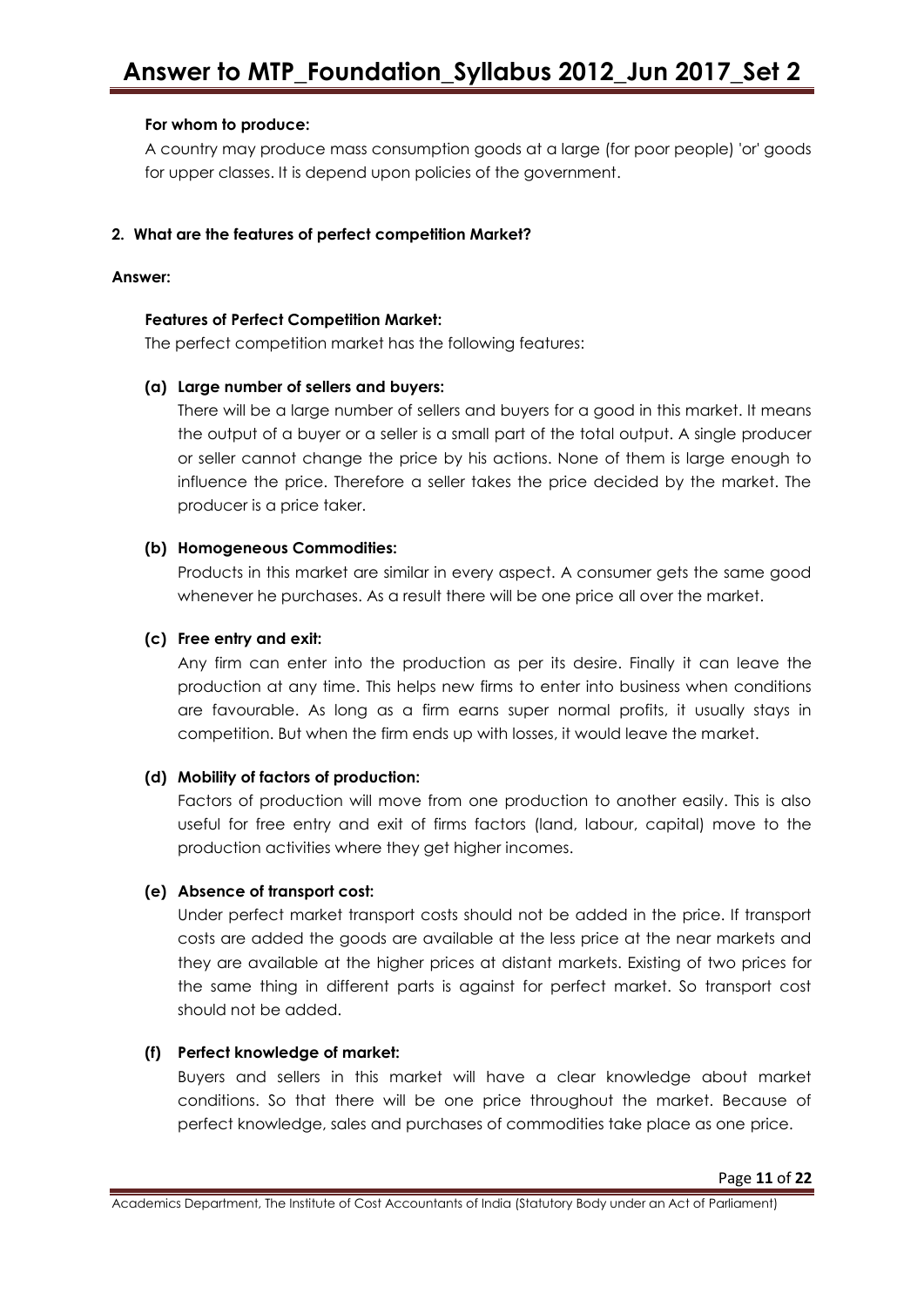**For whom to produce:**

A country may produce mass consumption goods at a large (for poor people) 'or' goods for upper classes. It is depend upon policies of the government.

**2. What are the features of perfect competition Market?**

**Answer:**

**Features of Perfect Competition Market:**

The perfect competition market has the following features:

**(a) Large number of sellers and buyers:**

There will be a large number of sellers and buyers for a good in this market. It means the output of a buyer or a seller is a small part of the total output. A single producer or seller cannot change the price by his actions. None of them is large enough to influence the price. Therefore a seller takes the price decided by the market. The producer is a price taker.

**(b) Homogeneous Commodities:**

Products in this market are similar in every aspect. A consumer gets the same good whenever he purchases. As a result there will be one price all over the market.

**(c) Free entry and exit:**

Any firm can enter into the production as per its desire. Finally it can leave the production at any time. This helps new firms to enter into business when conditions are favourable. As long as a firm earns super normal profits, it usually stays in competition. But when the firm ends up with losses, it would leave the market.

**(d) Mobility of factors of production:**

Factors of production will move from one production to another easily. This is also useful for free entry and exit of firms factors (land, labour, capital) move to the production activities where they get higher incomes.

**(e) Absence of transport cost:**

Under perfect market transport costs should not be added in the price. If transport costs are added the goods are available at the less price at the near markets and they are available at the higher prices at distant markets. Existing of two prices for the same thing in different parts is against for perfect market. So transport cost should not be added.

**(f) Perfect knowledge of market:**

Buyers and sellers in this market will have a clear knowledge about market conditions. So that there will be one price throughout the market. Because of perfect knowledge, sales and purchases of commodities take place as one price.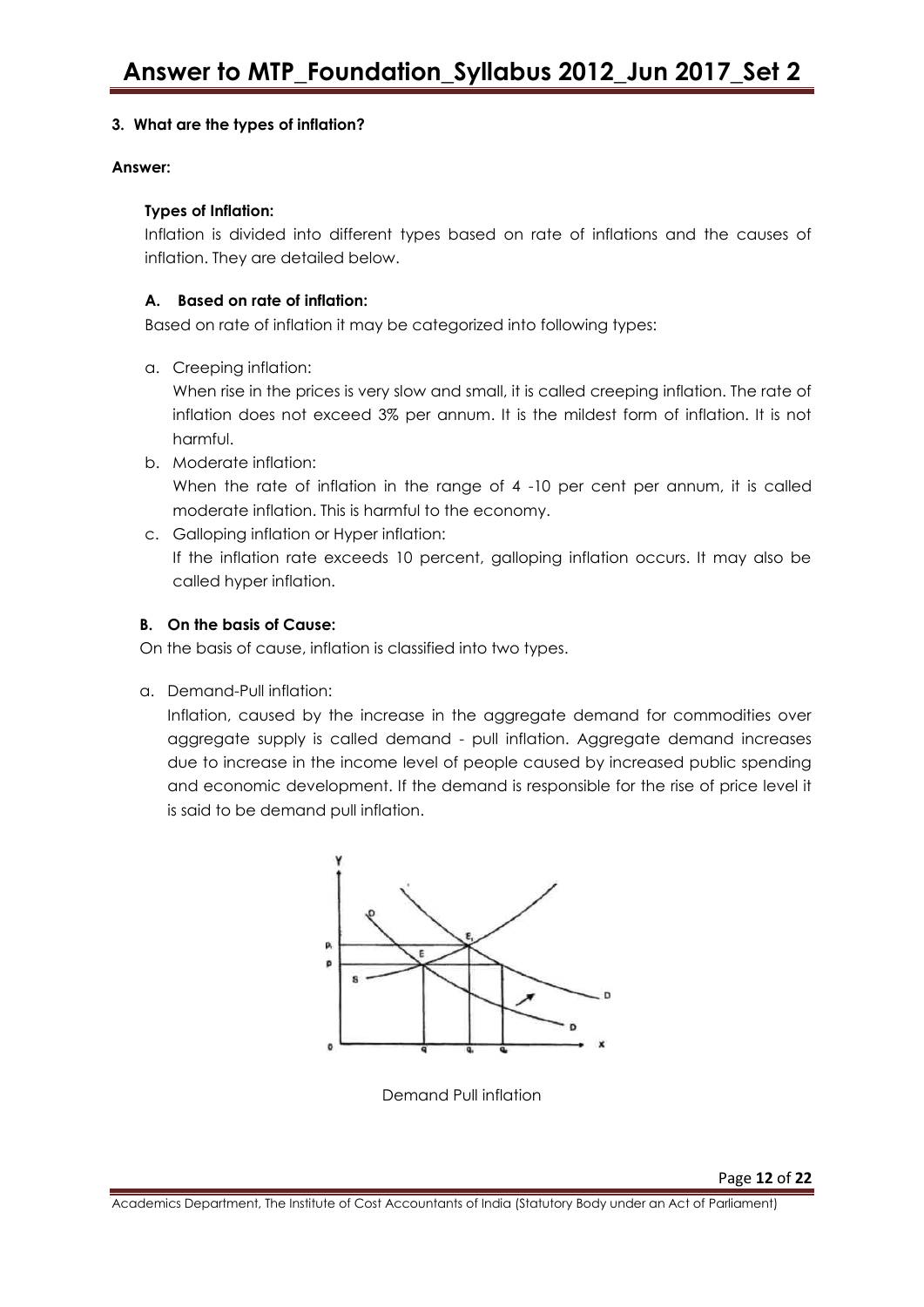**3. What are the types of inflation?**

**Answer:**

**Types of Inflation:**

Inflation is divided into different types based on rate of inflations and the causes of inflation. They are detailed below.

**A. Based on rate of inflation:**

Based on rate of inflation it may be categorized into following types:

a. Creeping inflation:
   When rise in the prices is very slow and small, it is called creeping inflation. The rate of inflation does not exceed 3% per annum. It is the mildest form of inflation. It is not harmful.

b. Moderate inflation:
   When the rate of inflation in the range of 4 -10 per cent per annum, it is called moderate inflation. This is harmful to the economy.

c. Galloping inflation or Hyper inflation:
   If the inflation rate exceeds 10 percent, galloping inflation occurs. It may also be called hyper inflation.

**B. On the basis of Cause:**

On the basis of cause, inflation is classified into two types.

a. Demand-Pull inflation:
   Inflation, caused by the increase in the aggregate demand for commodities over aggregate supply is called demand - pull inflation. Aggregate demand increases due to increase in the income level of people caused by increased public spending and economic development. If the demand is responsible for the rise of price level it is said to be demand pull inflation.

Demand Pull inflation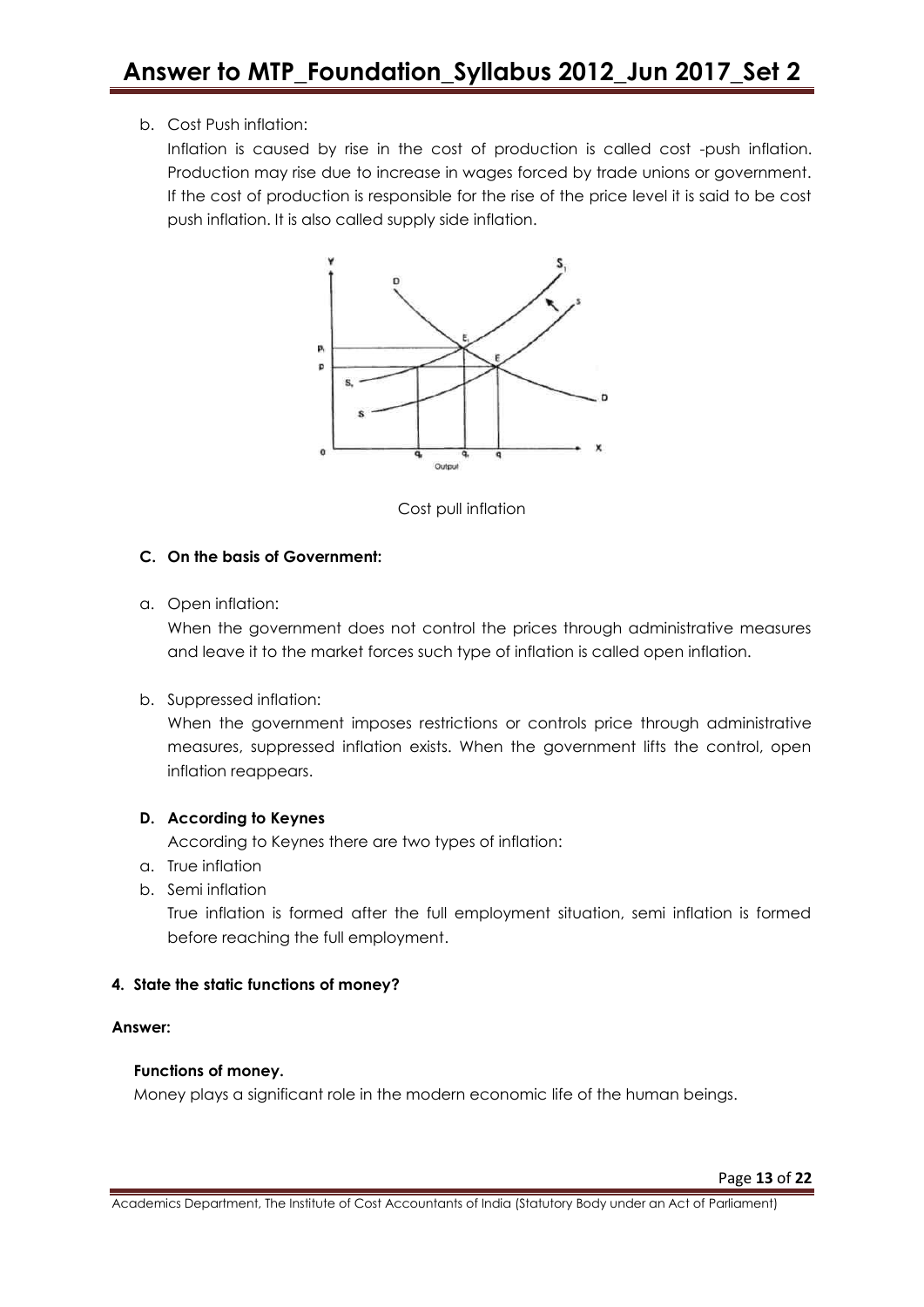b. Cost Push inflation:

Inflation is caused by rise in the cost of production is called cost -push inflation. Production may rise due to increase in wages forced by trade unions or government. If the cost of production is responsible for the rise of the price level it is said to be cost push inflation. It is also called supply side inflation.

Cost pull inflation

**C. On the basis of Government:**

a. Open inflation:

When the government does not control the prices through administrative measures and leave it to the market forces such type of inflation is called open inflation.

b. Suppressed inflation:

When the government imposes restrictions or controls price through administrative measures, suppressed inflation exists. When the government lifts the control, open inflation reappears.

**D. According to Keynes**

According to Keynes there are two types of inflation:

a. True inflation
b. Semi inflation

True inflation is formed after the full employment situation, semi inflation is formed before reaching the full employment.

**4. State the static functions of money?**

**Answer:**

**Functions of money.**

Money plays a significant role in the modern economic life of the human beings.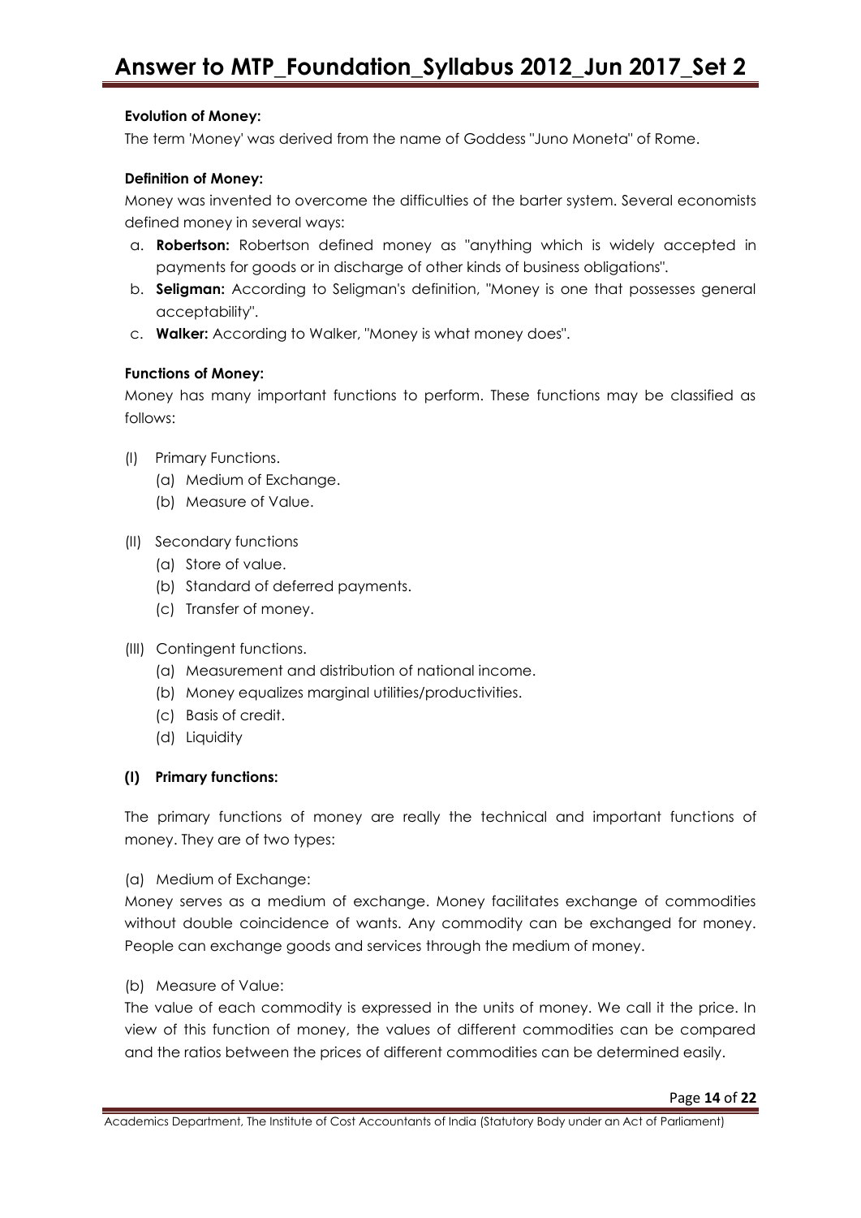**Evolution of Money:**

The term 'Money' was derived from the name of Goddess "Juno Moneta" of Rome.

**Definition of Money:**

Money was invented to overcome the difficulties of the barter system. Several economists defined money in several ways:

a. **Robertson:** Robertson defined money as "anything which is widely accepted in payments for goods or in discharge of other kinds of business obligations".
b. **Seligman:** According to Seligman's definition, "Money is one that possesses general acceptability".
c. **Walker:** According to Walker, "Money is what money does".

**Functions of Money:**

Money has many important functions to perform. These functions may be classified as follows:

(I) Primary Functions.
  - (a) Medium of Exchange.
  - (b) Measure of Value.

(II) Secondary functions
  - (a) Store of value.
  - (b) Standard of deferred payments.
  - (c) Transfer of money.

(III) Contingent functions.
  - (a) Measurement and distribution of national income.
  - (b) Money equalizes marginal utilities/productivities.
  - (c) Basis of credit.
  - (d) Liquidity

**(I) Primary functions:**

The primary functions of money are really the technical and important functions of money. They are of two types:

(a) Medium of Exchange:

Money serves as a medium of exchange. Money facilitates exchange of commodities without double coincidence of wants. Any commodity can be exchanged for money. People can exchange goods and services through the medium of money.

(b) Measure of Value:

The value of each commodity is expressed in the units of money. We call it the price. In view of this function of money, the values of different commodities can be compared and the ratios between the prices of different commodities can be determined easily.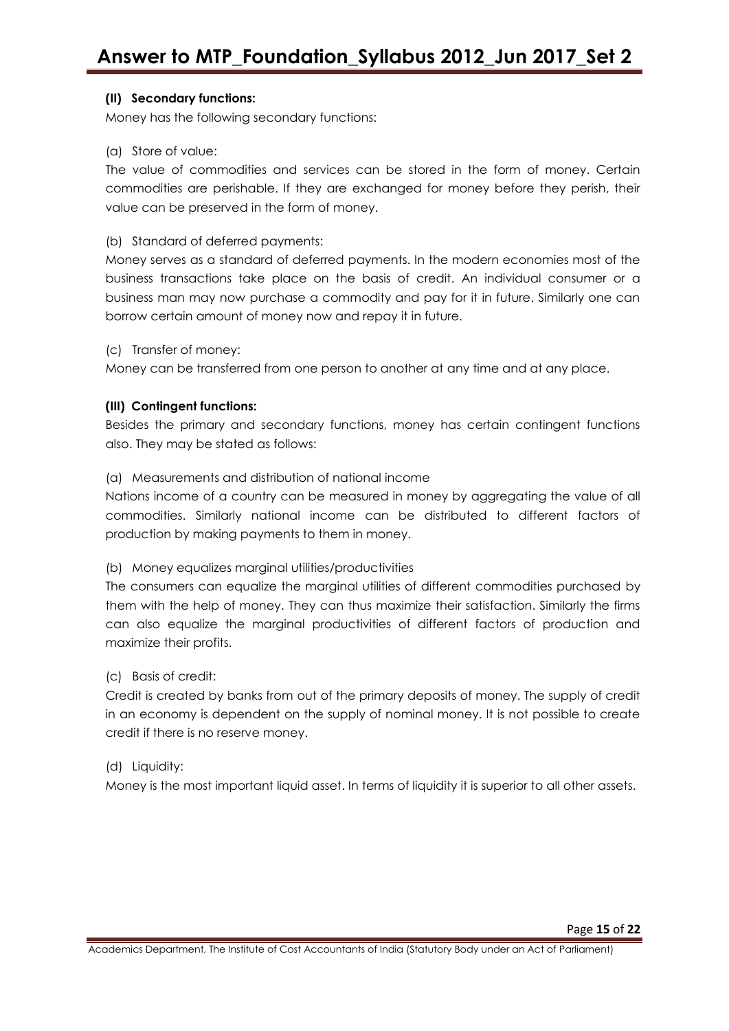**(II) Secondary functions:**

Money has the following secondary functions:

(a) Store of value:

The value of commodities and services can be stored in the form of money. Certain commodities are perishable. If they are exchanged for money before they perish, their value can be preserved in the form of money.

(b) Standard of deferred payments:

Money serves as a standard of deferred payments. In the modern economies most of the business transactions take place on the basis of credit. An individual consumer or a business man may now purchase a commodity and pay for it in future. Similarly one can borrow certain amount of money now and repay it in future.

(c) Transfer of money:

Money can be transferred from one person to another at any time and at any place.

**(III) Contingent functions:**

Besides the primary and secondary functions, money has certain contingent functions also. They may be stated as follows:

(a) Measurements and distribution of national income

Nations income of a country can be measured in money by aggregating the value of all commodities. Similarly national income can be distributed to different factors of production by making payments to them in money.

(b) Money equalizes marginal utilities/productivities

The consumers can equalize the marginal utilities of different commodities purchased by them with the help of money. They can thus maximize their satisfaction. Similarly the firms can also equalize the marginal productivities of different factors of production and maximize their profits.

(c) Basis of credit:

Credit is created by banks from out of the primary deposits of money. The supply of credit in an economy is dependent on the supply of nominal money. It is not possible to create credit if there is no reserve money.

(d) Liquidity:

Money is the most important liquid asset. In terms of liquidity it is superior to all other assets.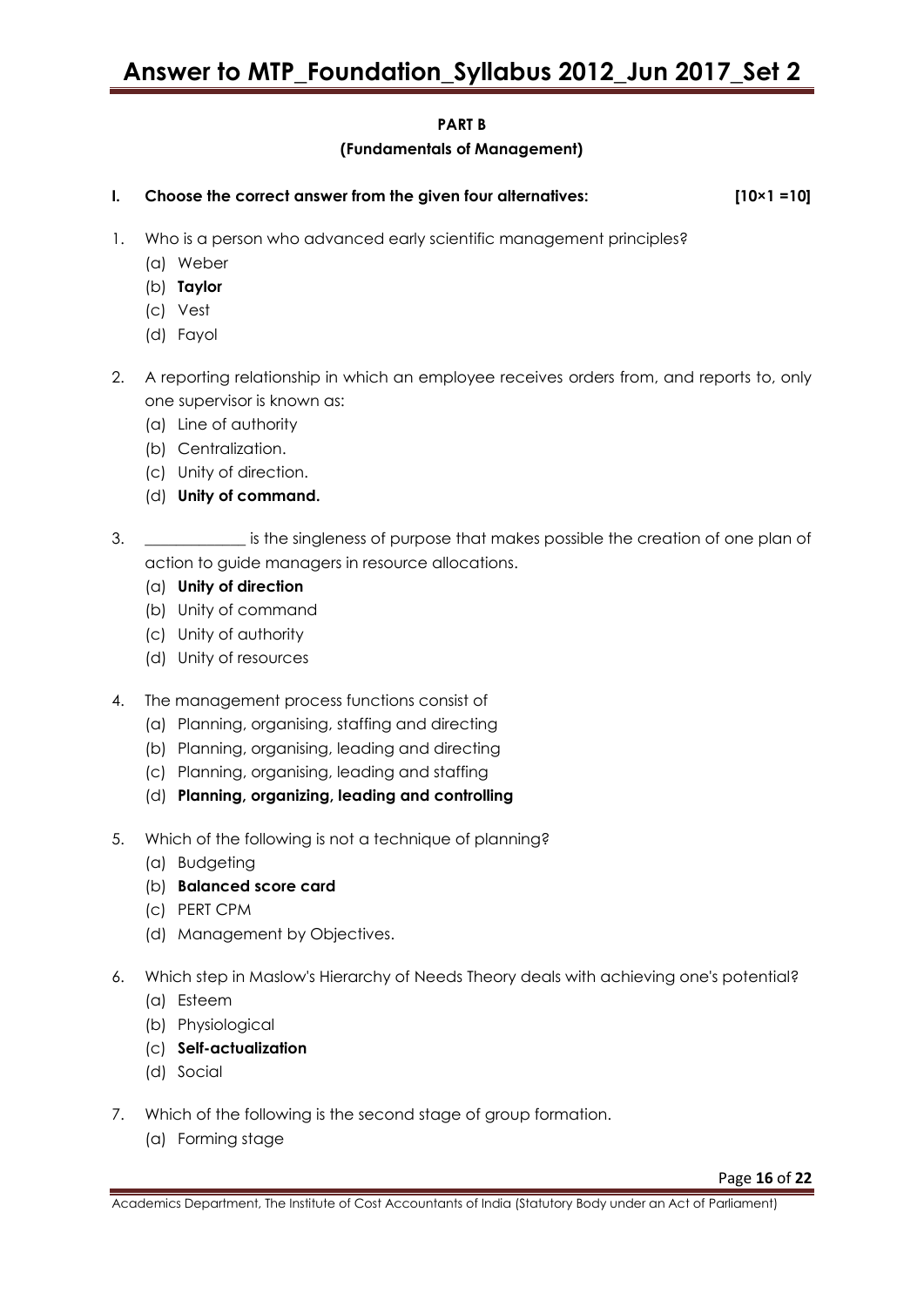## PART B

### (Fundamentals of Management)

**I. Choose the correct answer from the given four alternatives: [10×1 =10]**

1. Who is a person who advanced early scientific management principles?
   (a) Weber
   (b) **Taylor**
   (c) Vest
   (d) Fayol

2. A reporting relationship in which an employee receives orders from, and reports to, only one supervisor is known as:
   (a) Line of authority
   (b) Centralization.
   (c) Unity of direction.
   (d) **Unity of command.**

3. _____________ is the singleness of purpose that makes possible the creation of one plan of action to guide managers in resource allocations.
   (a) **Unity of direction**
   (b) Unity of command
   (c) Unity of authority
   (d) Unity of resources

4. The management process functions consist of
   (a) Planning, organising, staffing and directing
   (b) Planning, organising, leading and directing
   (c) Planning, organising, leading and staffing
   (d) **Planning, organizing, leading and controlling**

5. Which of the following is not a technique of planning?
   (a) Budgeting
   (b) **Balanced score card**
   (c) PERT CPM
   (d) Management by Objectives.

6. Which step in Maslow's Hierarchy of Needs Theory deals with achieving one's potential?
   (a) Esteem
   (b) Physiological
   (c) **Self-actualization**
   (d) Social

7. Which of the following is the second stage of group formation.
   (a) Forming stage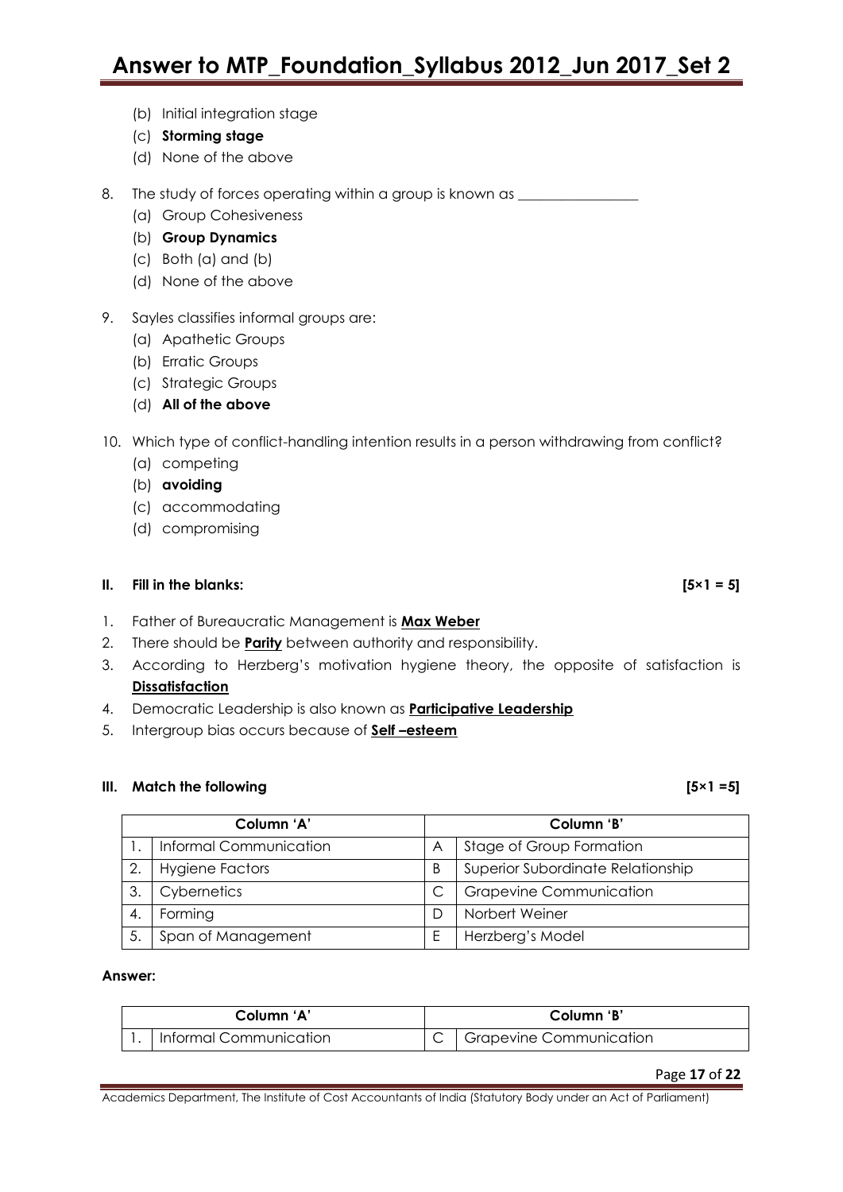(b) Initial integration stage

(c) **Storming stage**

(d) None of the above

8. The study of forces operating within a group is known as _________________
   (a) Group Cohesiveness
   (b) **Group Dynamics**
   (c) Both (a) and (b)
   (d) None of the above

9. Sayles classifies informal groups are:
   (a) Apathetic Groups
   (b) Erratic Groups
   (c) Strategic Groups
   (d) **All of the above**

10. Which type of conflict-handling intention results in a person withdrawing from conflict?
    (a) competing
    (b) **avoiding**
    (c) accommodating
    (d) compromising

**II. Fill in the blanks: [5×1 = 5]**

1. Father of Bureaucratic Management is **Max Weber**
2. There should be **Parity** between authority and responsibility.
3. According to Herzberg's motivation hygiene theory, the opposite of satisfaction is **Dissatisfaction**
4. Democratic Leadership is also known as **Participative Leadership**
5. Intergroup bias occurs because of **Self –esteem**

**III. Match the following [5×1 =5]**

| | Column 'A' | | Column 'B' |
|---|---|---|---|
| 1. | Informal Communication | A | Stage of Group Formation |
| 2. | Hygiene Factors | B | Superior Subordinate Relationship |
| 3. | Cybernetics | C | Grapevine Communication |
| 4. | Forming | D | Norbert Weiner |
| 5. | Span of Management | E | Herzberg's Model |

**Answer:**

| | Column 'A' | | Column 'B' |
|---|---|---|---|
| 1. | Informal Communication | C | Grapevine Communication |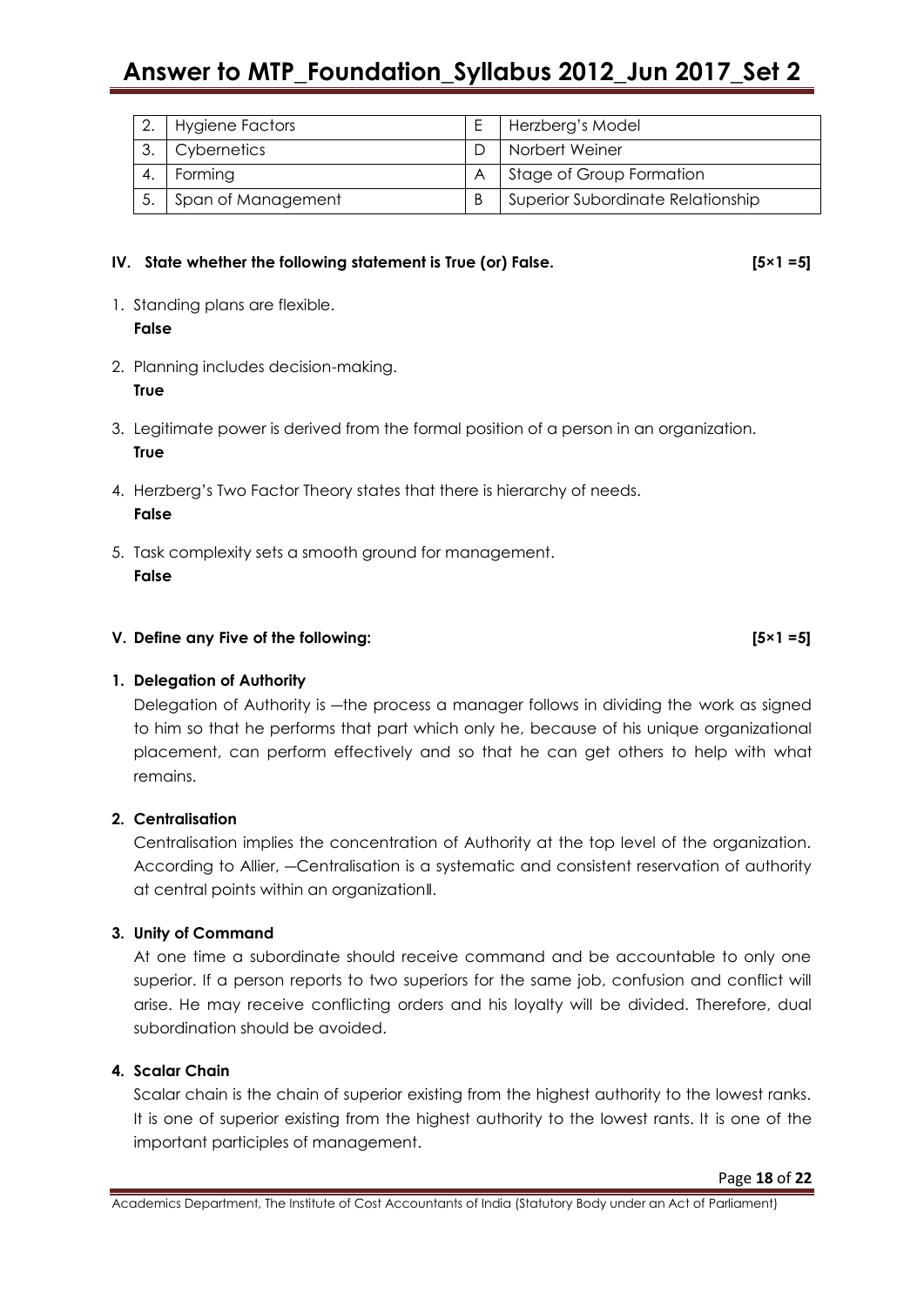| 2. | Hygiene Factors | E | Herzberg's Model |
|---|---|---|---|
| 3. | Cybernetics | D | Norbert Weiner |
| 4. | Forming | A | Stage of Group Formation |
| 5. | Span of Management | B | Superior Subordinate Relationship |

**IV. State whether the following statement is True (or) False. [5×1 =5]**

1. Standing plans are flexible.
   **False**

2. Planning includes decision-making.
   **True**

3. Legitimate power is derived from the formal position of a person in an organization.
   **True**

4. Herzberg's Two Factor Theory states that there is hierarchy of needs.
   **False**

5. Task complexity sets a smooth ground for management.
   **False**

**V. Define any Five of the following: [5×1 =5]**

**1. Delegation of Authority**

Delegation of Authority is ―the process a manager follows in dividing the work as signed to him so that he performs that part which only he, because of his unique organizational placement, can perform effectively and so that he can get others to help with what remains.

**2. Centralisation**

Centralisation implies the concentration of Authority at the top level of the organization. According to Allier, ―Centralisation is a systematic and consistent reservation of authority at central points within an organization‖.

**3. Unity of Command**

At one time a subordinate should receive command and be accountable to only one superior. If a person reports to two superiors for the same job, confusion and conflict will arise. He may receive conflicting orders and his loyalty will be divided. Therefore, dual subordination should be avoided.

**4. Scalar Chain**

Scalar chain is the chain of superior existing from the highest authority to the lowest ranks. It is one of superior existing from the highest authority to the lowest rants. It is one of the important participles of management.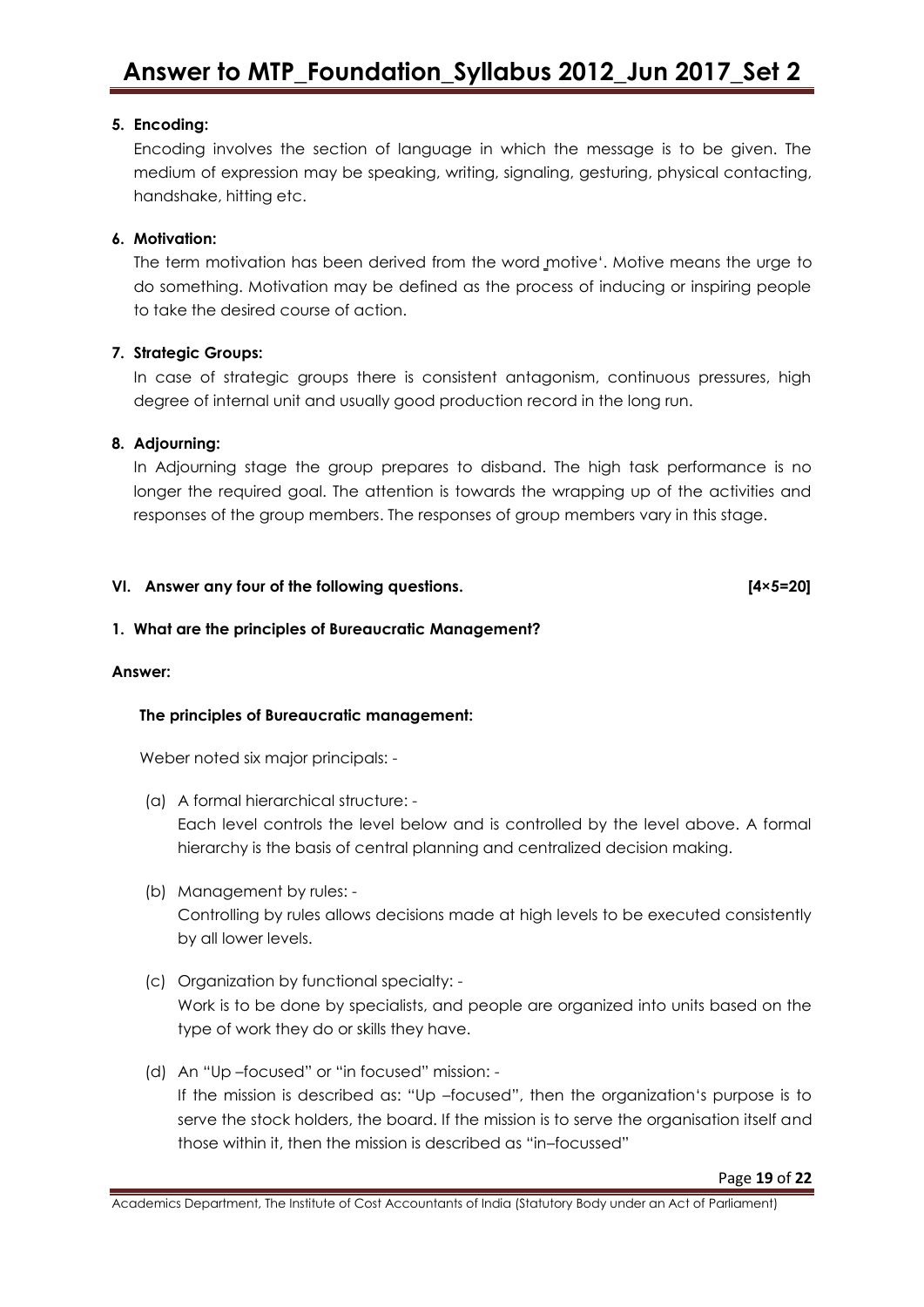**5. Encoding:**

Encoding involves the section of language in which the message is to be given. The medium of expression may be speaking, writing, signaling, gesturing, physical contacting, handshake, hitting etc.

**6. Motivation:**

The term motivation has been derived from the word ‗motive'. Motive means the urge to do something. Motivation may be defined as the process of inducing or inspiring people to take the desired course of action.

**7. Strategic Groups:**

In case of strategic groups there is consistent antagonism, continuous pressures, high degree of internal unit and usually good production record in the long run.

**8. Adjourning:**

In Adjourning stage the group prepares to disband. The high task performance is no longer the required goal. The attention is towards the wrapping up of the activities and responses of the group members. The responses of group members vary in this stage.

**VI. Answer any four of the following questions. [4×5=20]**

**1. What are the principles of Bureaucratic Management?**

**Answer:**

**The principles of Bureaucratic management:**

Weber noted six major principals: -

(a) A formal hierarchical structure: -
Each level controls the level below and is controlled by the level above. A formal hierarchy is the basis of central planning and centralized decision making.

(b) Management by rules: -
Controlling by rules allows decisions made at high levels to be executed consistently by all lower levels.

(c) Organization by functional specialty: -
Work is to be done by specialists, and people are organized into units based on the type of work they do or skills they have.

(d) An "Up –focused" or "in focused" mission: -
If the mission is described as: "Up –focused", then the organization's purpose is to serve the stock holders, the board. If the mission is to serve the organisation itself and those within it, then the mission is described as "in–focussed"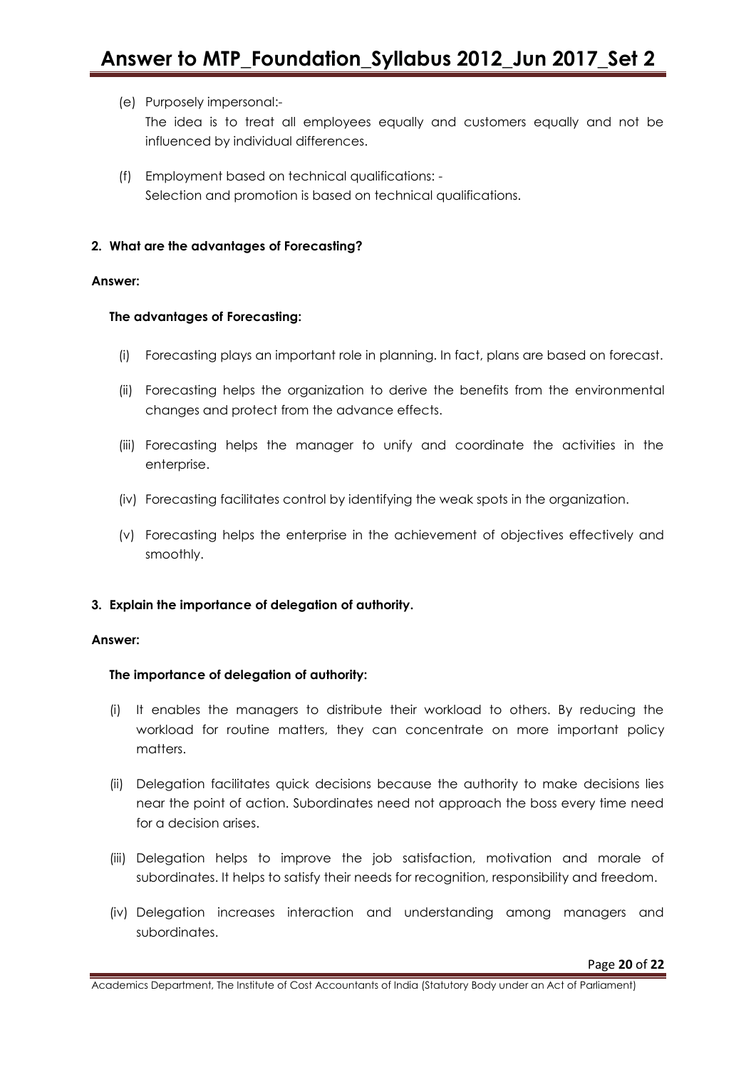(e) Purposely impersonal:-
The idea is to treat all employees equally and customers equally and not be influenced by individual differences.

(f) Employment based on technical qualifications: -
Selection and promotion is based on technical qualifications.

**2. What are the advantages of Forecasting?**

**Answer:**

**The advantages of Forecasting:**

(i) Forecasting plays an important role in planning. In fact, plans are based on forecast.

(ii) Forecasting helps the organization to derive the benefits from the environmental changes and protect from the advance effects.

(iii) Forecasting helps the manager to unify and coordinate the activities in the enterprise.

(iv) Forecasting facilitates control by identifying the weak spots in the organization.

(v) Forecasting helps the enterprise in the achievement of objectives effectively and smoothly.

**3. Explain the importance of delegation of authority.**

**Answer:**

**The importance of delegation of authority:**

(i) It enables the managers to distribute their workload to others. By reducing the workload for routine matters, they can concentrate on more important policy matters.

(ii) Delegation facilitates quick decisions because the authority to make decisions lies near the point of action. Subordinates need not approach the boss every time need for a decision arises.

(iii) Delegation helps to improve the job satisfaction, motivation and morale of subordinates. It helps to satisfy their needs for recognition, responsibility and freedom.

(iv) Delegation increases interaction and understanding among managers and subordinates.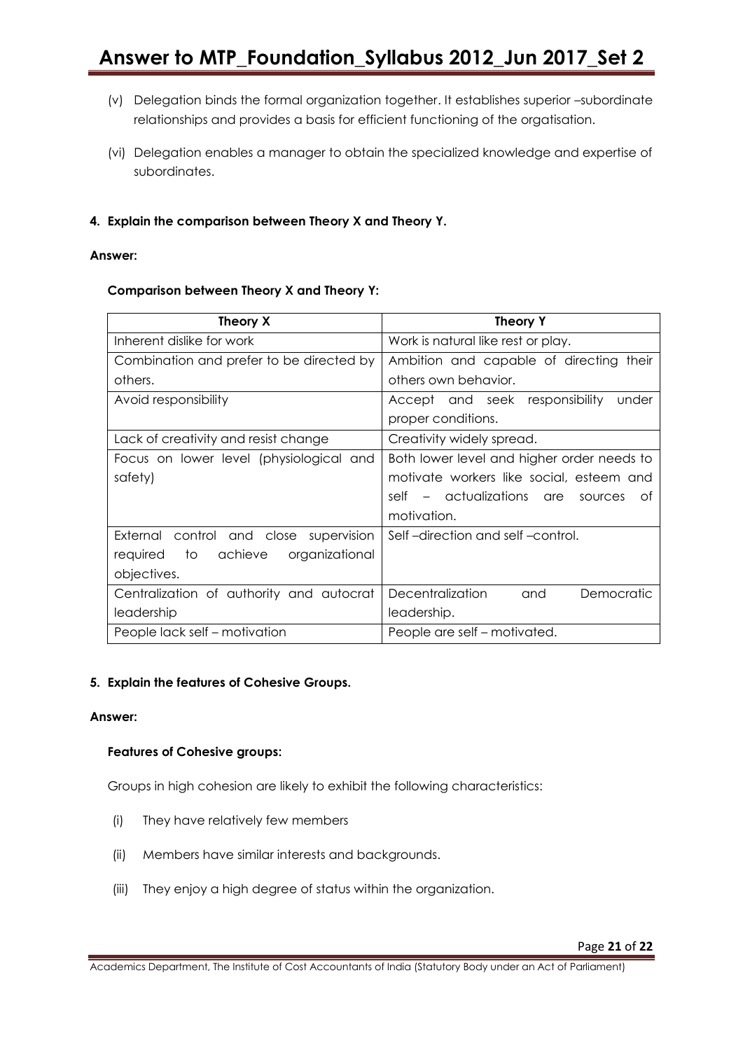(v) Delegation binds the formal organization together. It establishes superior –subordinate relationships and provides a basis for efficient functioning of the orgatisation.

(vi) Delegation enables a manager to obtain the specialized knowledge and expertise of subordinates.

**4. Explain the comparison between Theory X and Theory Y.**

**Answer:**

**Comparison between Theory X and Theory Y:**

| Theory X | Theory Y |
|---|---|
| Inherent dislike for work | Work is natural like rest or play. |
| Combination and prefer to be directed by others. | Ambition and capable of directing their others own behavior. |
| Avoid responsibility | Accept and seek responsibility under proper conditions. |
| Lack of creativity and resist change | Creativity widely spread. |
| Focus on lower level (physiological and safety) | Both lower level and higher order needs to motivate workers like social, esteem and self – actualizations are sources of motivation. |
| External control and close supervision required to achieve organizational objectives. | Self –direction and self –control. |
| Centralization of authority and autocrat leadership | Decentralization and Democratic leadership. |
| People lack self – motivation | People are self – motivated. |

**5. Explain the features of Cohesive Groups.**

**Answer:**

**Features of Cohesive groups:**

Groups in high cohesion are likely to exhibit the following characteristics:

(i) They have relatively few members

(ii) Members have similar interests and backgrounds.

(iii) They enjoy a high degree of status within the organization.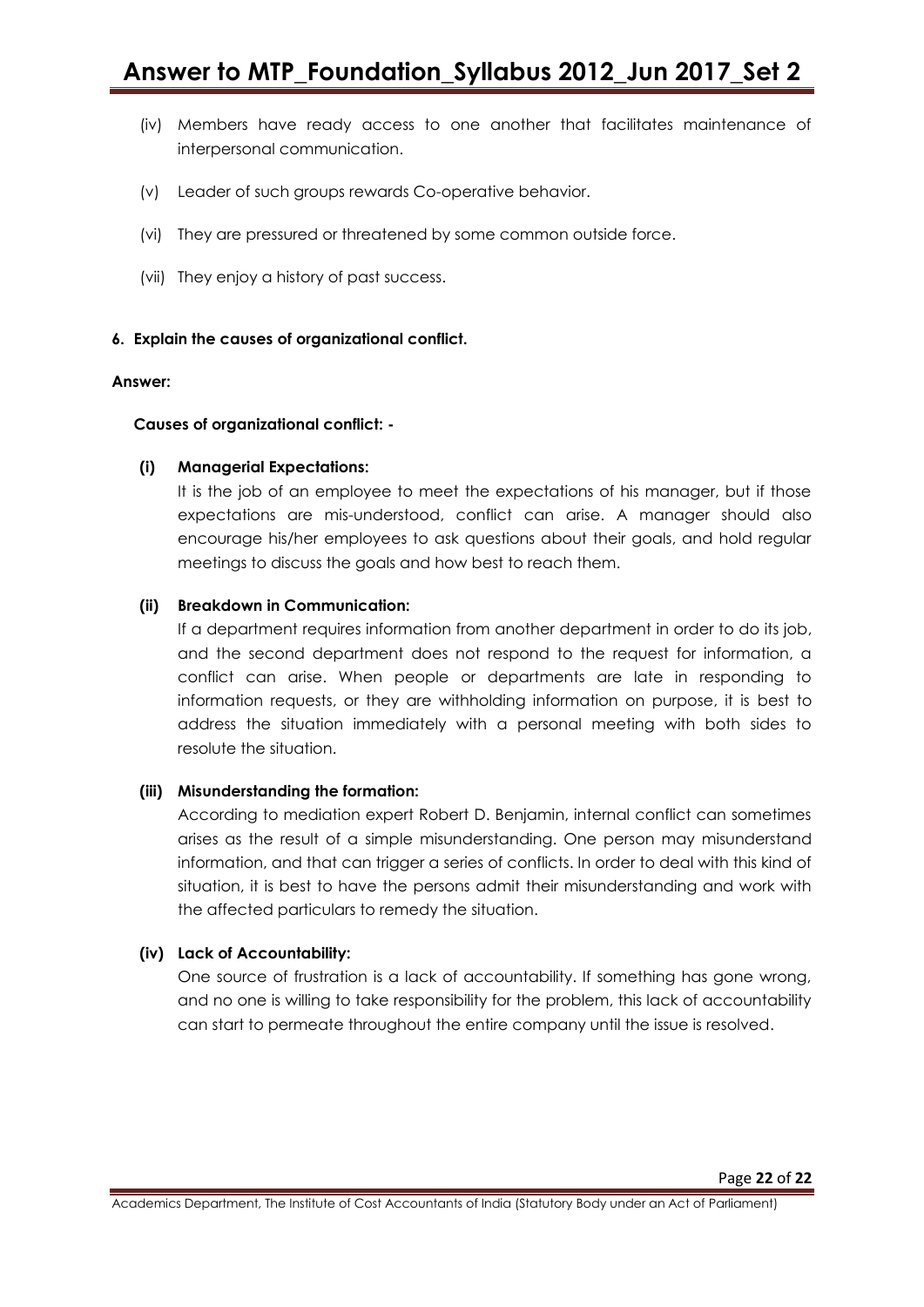(iv) Members have ready access to one another that facilitates maintenance of interpersonal communication.

(v) Leader of such groups rewards Co-operative behavior.

(vi) They are pressured or threatened by some common outside force.

(vii) They enjoy a history of past success.

**6. Explain the causes of organizational conflict.**

**Answer:**

**Causes of organizational conflict: -**

**(i) Managerial Expectations:**
It is the job of an employee to meet the expectations of his manager, but if those expectations are mis-understood, conflict can arise. A manager should also encourage his/her employees to ask questions about their goals, and hold regular meetings to discuss the goals and how best to reach them.

**(ii) Breakdown in Communication:**
If a department requires information from another department in order to do its job, and the second department does not respond to the request for information, a conflict can arise. When people or departments are late in responding to information requests, or they are withholding information on purpose, it is best to address the situation immediately with a personal meeting with both sides to resolute the situation.

**(iii) Misunderstanding the formation:**
According to mediation expert Robert D. Benjamin, internal conflict can sometimes arises as the result of a simple misunderstanding. One person may misunderstand information, and that can trigger a series of conflicts. In order to deal with this kind of situation, it is best to have the persons admit their misunderstanding and work with the affected particulars to remedy the situation.

**(iv) Lack of Accountability:**
One source of frustration is a lack of accountability. If something has gone wrong, and no one is willing to take responsibility for the problem, this lack of accountability can start to permeate throughout the entire company until the issue is resolved.